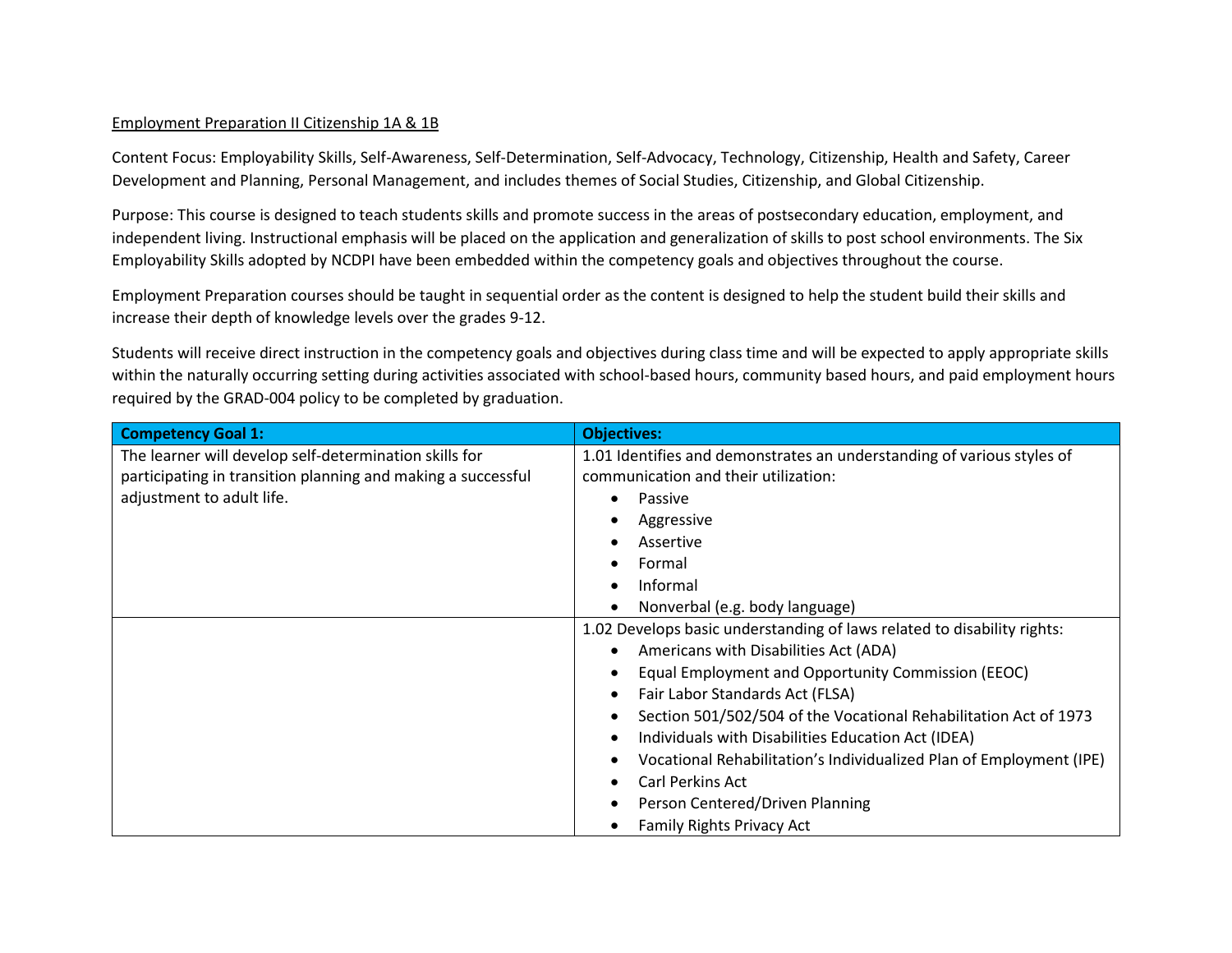Employment Preparation II Citizenship 1A & 1B

Content Focus: Employability Skills, Self-Awareness, Self-Determination, Self-Advocacy, Technology, Citizenship, Health and Safety, Career Development and Planning, Personal Management, and includes themes of Social Studies, Citizenship, and Global Citizenship.

Purpose: This course is designed to teach students skills and promote success in the areas of postsecondary education, employment, and independent living. Instructional emphasis will be placed on the application and generalization of skills to post school environments. The Six Employability Skills adopted by NCDPI have been embedded within the competency goals and objectives throughout the course.

Employment Preparation courses should be taught in sequential order as the content is designed to help the student build their skills and increase their depth of knowledge levels over the grades 9-12.

Students will receive direct instruction in the competency goals and objectives during class time and will be expected to apply appropriate skills within the naturally occurring setting during activities associated with school-based hours, community based hours, and paid employment hours required by the GRAD-004 policy to be completed by graduation.

| **Competency Goal 1:** | **Objectives:** |
|---|---|
| The learner will develop self-determination skills for participating in transition planning and making a successful adjustment to adult life. | 1.01 Identifies and demonstrates an understanding of various styles of communication and their utilization:<br>• Passive<br>• Aggressive<br>• Assertive<br>• Formal<br>• Informal<br>• Nonverbal (e.g. body language) |
| | 1.02 Develops basic understanding of laws related to disability rights:<br>• Americans with Disabilities Act (ADA)<br>• Equal Employment and Opportunity Commission (EEOC)<br>• Fair Labor Standards Act (FLSA)<br>• Section 501/502/504 of the Vocational Rehabilitation Act of 1973<br>• Individuals with Disabilities Education Act (IDEA)<br>• Vocational Rehabilitation's Individualized Plan of Employment (IPE)<br>• Carl Perkins Act<br>• Person Centered/Driven Planning<br>• Family Rights Privacy Act |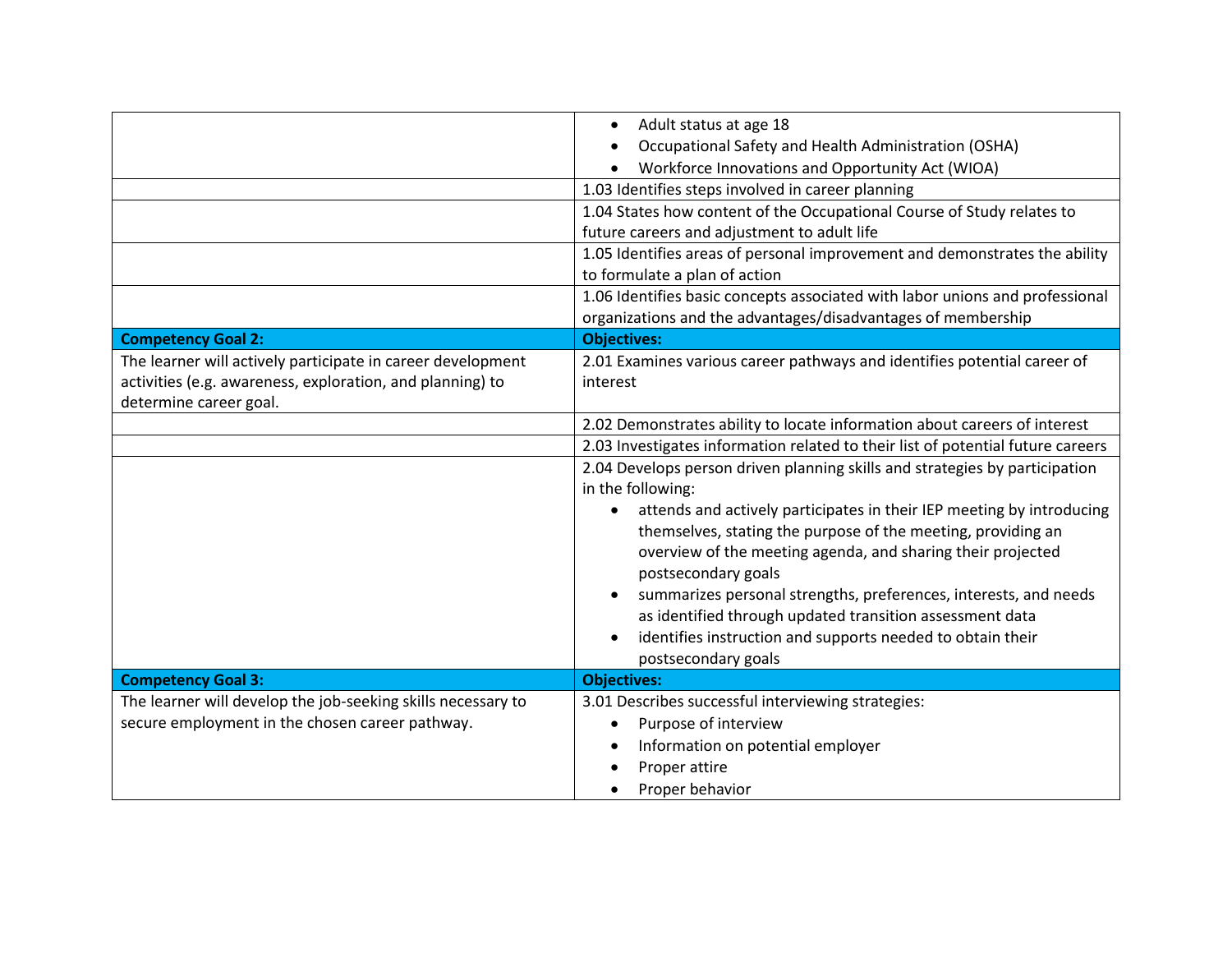| | |
|---|---|
| | • Adult status at age 18<br>• Occupational Safety and Health Administration (OSHA)<br>• Workforce Innovations and Opportunity Act (WIOA) |
| | 1.03 Identifies steps involved in career planning |
| | 1.04 States how content of the Occupational Course of Study relates to future careers and adjustment to adult life |
| | 1.05 Identifies areas of personal improvement and demonstrates the ability to formulate a plan of action |
| | 1.06 Identifies basic concepts associated with labor unions and professional organizations and the advantages/disadvantages of membership |
| **Competency Goal 2:** | **Objectives:** |
| The learner will actively participate in career development activities (e.g. awareness, exploration, and planning) to determine career goal. | 2.01 Examines various career pathways and identifies potential career of interest |
| | 2.02 Demonstrates ability to locate information about careers of interest |
| | 2.03 Investigates information related to their list of potential future careers |
| | 2.04 Develops person driven planning skills and strategies by participation in the following:<br>• attends and actively participates in their IEP meeting by introducing themselves, stating the purpose of the meeting, providing an overview of the meeting agenda, and sharing their projected postsecondary goals<br>• summarizes personal strengths, preferences, interests, and needs as identified through updated transition assessment data<br>• identifies instruction and supports needed to obtain their postsecondary goals |
| **Competency Goal 3:** | **Objectives:** |
| The learner will develop the job-seeking skills necessary to secure employment in the chosen career pathway. | 3.01 Describes successful interviewing strategies:<br>• Purpose of interview<br>• Information on potential employer<br>• Proper attire<br>• Proper behavior |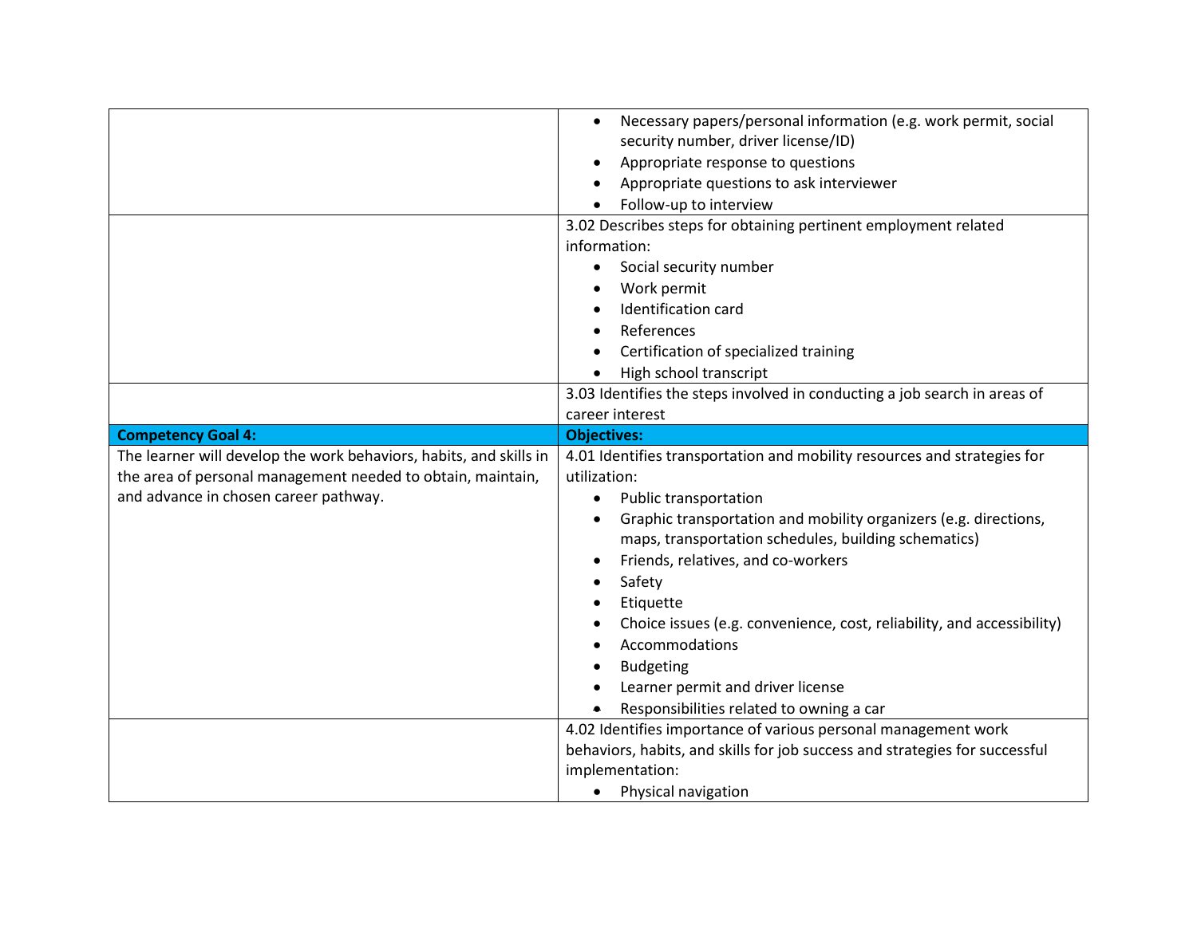| | |
|---|---|
| | • Necessary papers/personal information (e.g. work permit, social security number, driver license/ID)<br>• Appropriate response to questions<br>• Appropriate questions to ask interviewer<br>• Follow-up to interview |
| | 3.02 Describes steps for obtaining pertinent employment related information:<br>• Social security number<br>• Work permit<br>• Identification card<br>• References<br>• Certification of specialized training<br>• High school transcript |
| | 3.03 Identifies the steps involved in conducting a job search in areas of career interest |
| **Competency Goal 4:** | **Objectives:** |
| The learner will develop the work behaviors, habits, and skills in the area of personal management needed to obtain, maintain, and advance in chosen career pathway. | 4.01 Identifies transportation and mobility resources and strategies for utilization:<br>• Public transportation<br>• Graphic transportation and mobility organizers (e.g. directions, maps, transportation schedules, building schematics)<br>• Friends, relatives, and co-workers<br>• Safety<br>• Etiquette<br>• Choice issues (e.g. convenience, cost, reliability, and accessibility)<br>• Accommodations<br>• Budgeting<br>• Learner permit and driver license<br>• Responsibilities related to owning a car |
| | 4.02 Identifies importance of various personal management work behaviors, habits, and skills for job success and strategies for successful implementation:<br>• Physical navigation |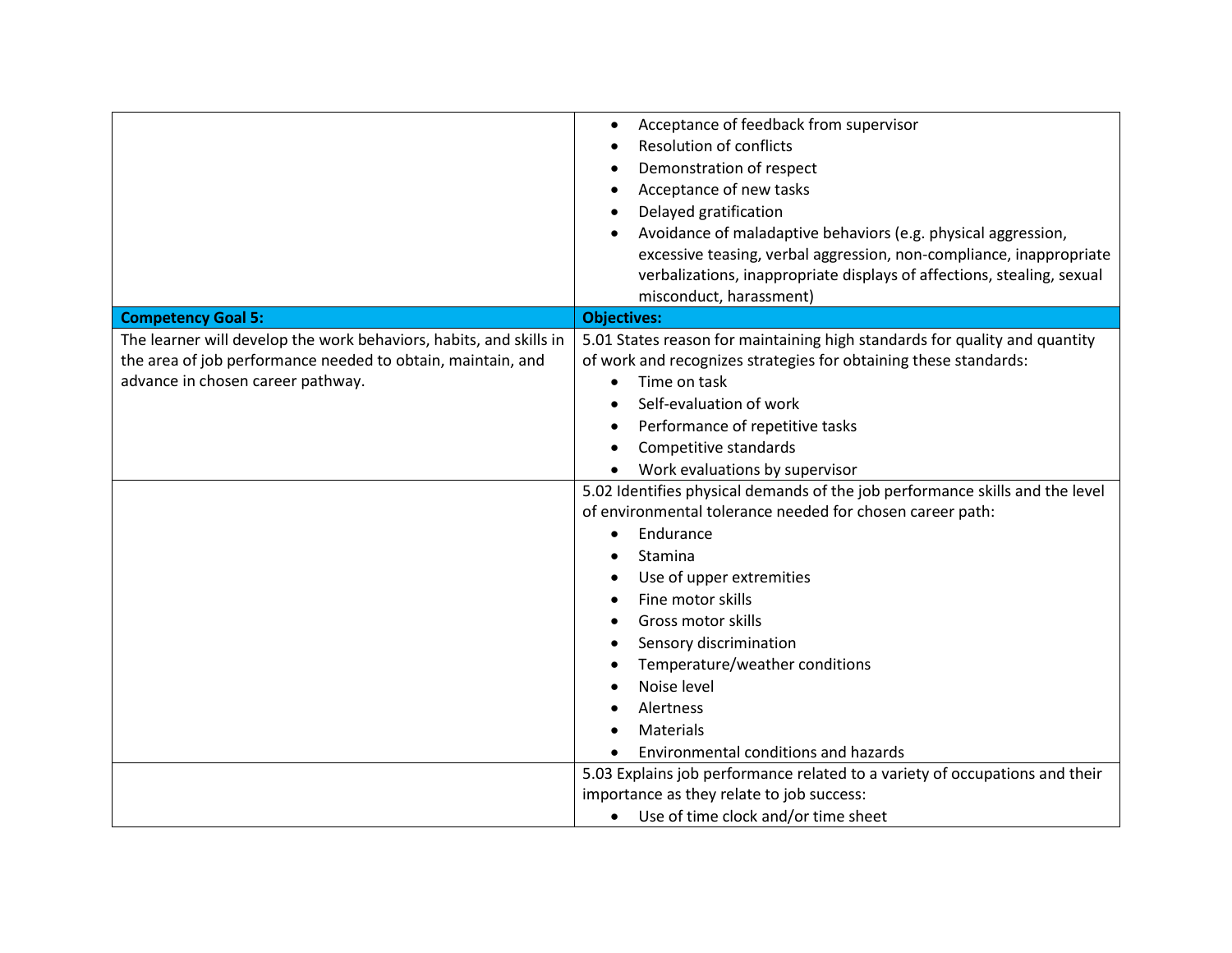| | |
|---|---|
| | • Acceptance of feedback from supervisor<br>• Resolution of conflicts<br>• Demonstration of respect<br>• Acceptance of new tasks<br>• Delayed gratification<br>• Avoidance of maladaptive behaviors (e.g. physical aggression, excessive teasing, verbal aggression, non-compliance, inappropriate verbalizations, inappropriate displays of affections, stealing, sexual misconduct, harassment) |
| **Competency Goal 5:** | **Objectives:** |
| The learner will develop the work behaviors, habits, and skills in the area of job performance needed to obtain, maintain, and advance in chosen career pathway. | 5.01 States reason for maintaining high standards for quality and quantity of work and recognizes strategies for obtaining these standards:<br>• Time on task<br>• Self-evaluation of work<br>• Performance of repetitive tasks<br>• Competitive standards<br>• Work evaluations by supervisor |
| | 5.02 Identifies physical demands of the job performance skills and the level of environmental tolerance needed for chosen career path:<br>• Endurance<br>• Stamina<br>• Use of upper extremities<br>• Fine motor skills<br>• Gross motor skills<br>• Sensory discrimination<br>• Temperature/weather conditions<br>• Noise level<br>• Alertness<br>• Materials<br>• Environmental conditions and hazards |
| | 5.03 Explains job performance related to a variety of occupations and their importance as they relate to job success:<br>• Use of time clock and/or time sheet |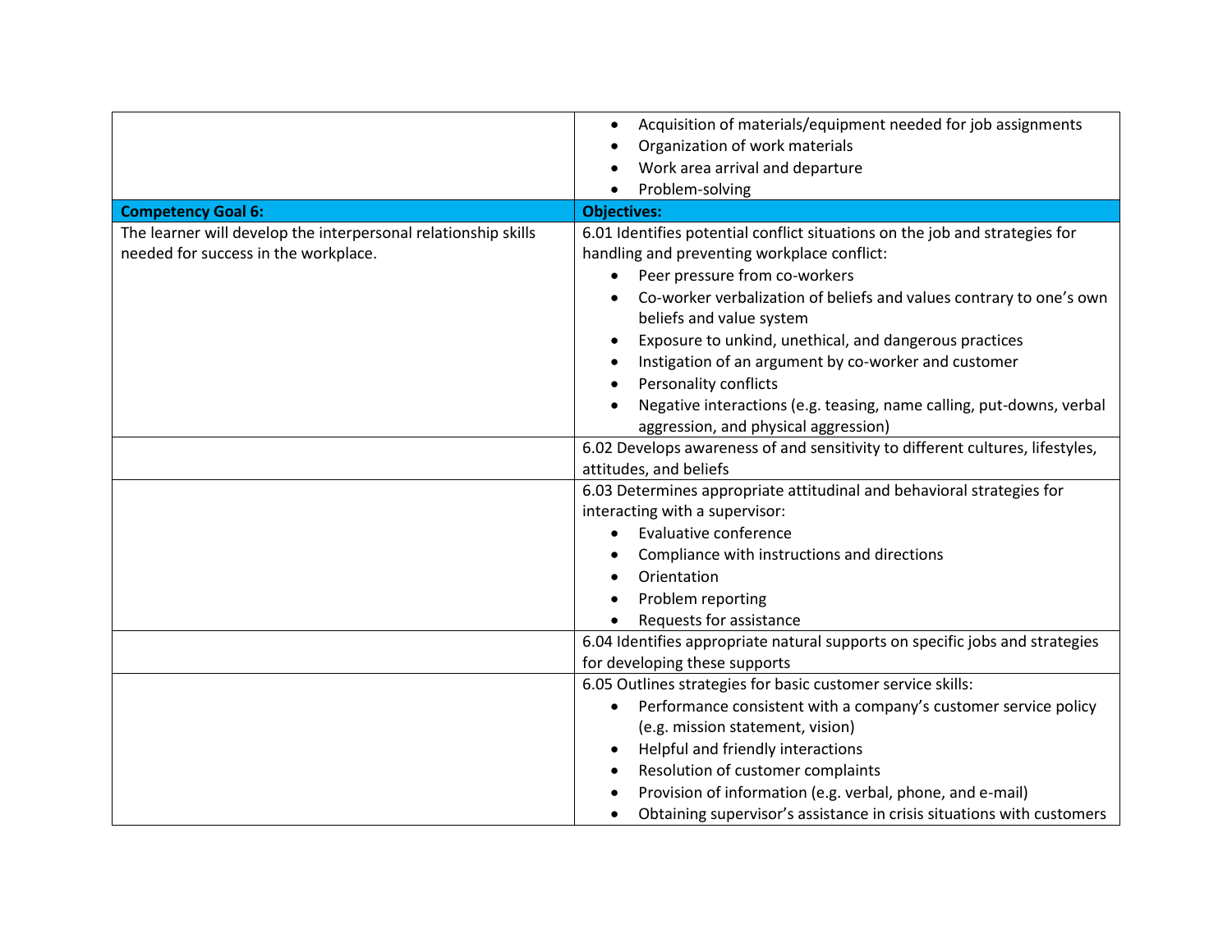| | |
|---|---|
| | • Acquisition of materials/equipment needed for job assignments<br>• Organization of work materials<br>• Work area arrival and departure<br>• Problem-solving |
| **Competency Goal 6:** | **Objectives:** |
| The learner will develop the interpersonal relationship skills needed for success in the workplace. | 6.01 Identifies potential conflict situations on the job and strategies for handling and preventing workplace conflict:<br>• Peer pressure from co-workers<br>• Co-worker verbalization of beliefs and values contrary to one's own beliefs and value system<br>• Exposure to unkind, unethical, and dangerous practices<br>• Instigation of an argument by co-worker and customer<br>• Personality conflicts<br>• Negative interactions (e.g. teasing, name calling, put-downs, verbal aggression, and physical aggression) |
| | 6.02 Develops awareness of and sensitivity to different cultures, lifestyles, attitudes, and beliefs |
| | 6.03 Determines appropriate attitudinal and behavioral strategies for interacting with a supervisor:<br>• Evaluative conference<br>• Compliance with instructions and directions<br>• Orientation<br>• Problem reporting<br>• Requests for assistance |
| | 6.04 Identifies appropriate natural supports on specific jobs and strategies for developing these supports |
| | 6.05 Outlines strategies for basic customer service skills:<br>• Performance consistent with a company's customer service policy (e.g. mission statement, vision)<br>• Helpful and friendly interactions<br>• Resolution of customer complaints<br>• Provision of information (e.g. verbal, phone, and e-mail)<br>• Obtaining supervisor's assistance in crisis situations with customers |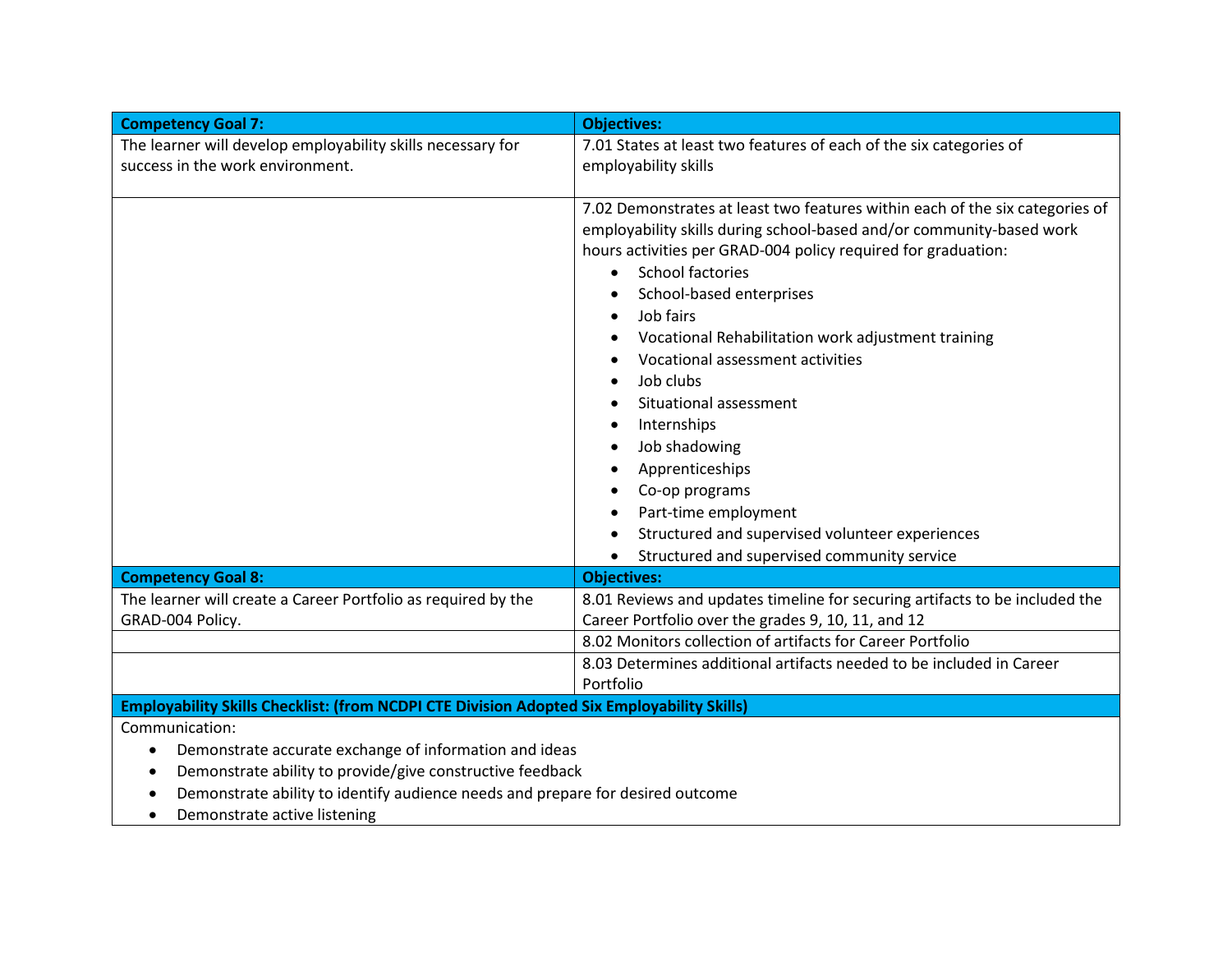| Competency Goal 7: | Objectives: |
|---|---|
| The learner will develop employability skills necessary for success in the work environment. | 7.01 States at least two features of each of the six categories of employability skills |
| | 7.02 Demonstrates at least two features within each of the six categories of employability skills during school-based and/or community-based work hours activities per GRAD-004 policy required for graduation:<br>• School factories<br>• School-based enterprises<br>• Job fairs<br>• Vocational Rehabilitation work adjustment training<br>• Vocational assessment activities<br>• Job clubs<br>• Situational assessment<br>• Internships<br>• Job shadowing<br>• Apprenticeships<br>• Co-op programs<br>• Part-time employment<br>• Structured and supervised volunteer experiences<br>• Structured and supervised community service |
| **Competency Goal 8:** | **Objectives:** |
| The learner will create a Career Portfolio as required by the GRAD-004 Policy. | 8.01 Reviews and updates timeline for securing artifacts to be included the Career Portfolio over the grades 9, 10, 11, and 12 |
| | 8.02 Monitors collection of artifacts for Career Portfolio |
| | 8.03 Determines additional artifacts needed to be included in Career Portfolio |

**Employability Skills Checklist: (from NCDPI CTE Division Adopted Six Employability Skills)**

Communication:

- Demonstrate accurate exchange of information and ideas
- Demonstrate ability to provide/give constructive feedback
- Demonstrate ability to identify audience needs and prepare for desired outcome
- Demonstrate active listening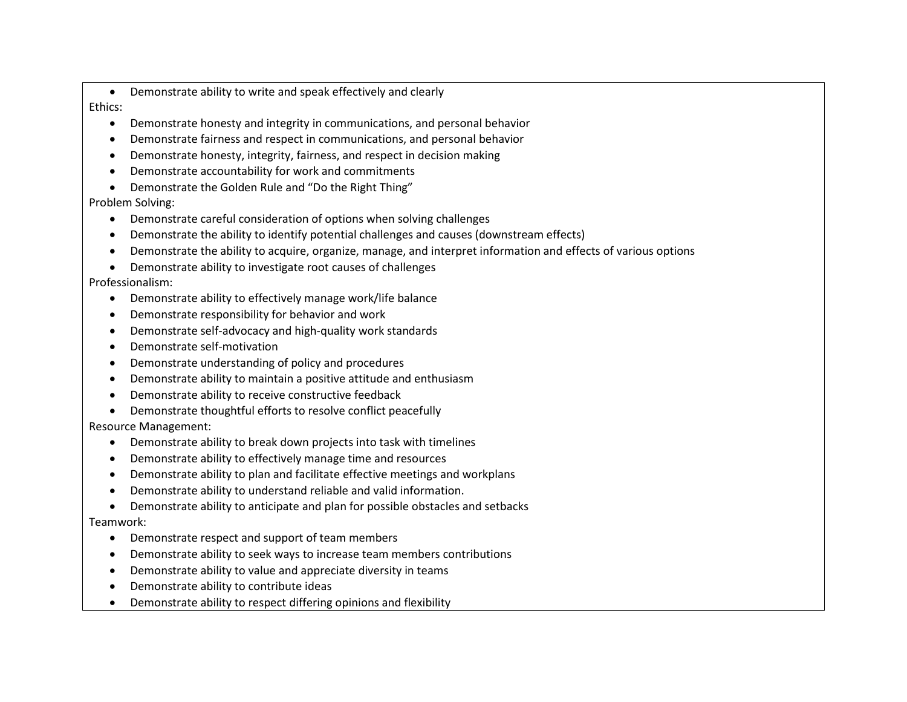- Demonstrate ability to write and speak effectively and clearly

Ethics:

- Demonstrate honesty and integrity in communications, and personal behavior
- Demonstrate fairness and respect in communications, and personal behavior
- Demonstrate honesty, integrity, fairness, and respect in decision making
- Demonstrate accountability for work and commitments
- Demonstrate the Golden Rule and "Do the Right Thing"

Problem Solving:

- Demonstrate careful consideration of options when solving challenges
- Demonstrate the ability to identify potential challenges and causes (downstream effects)
- Demonstrate the ability to acquire, organize, manage, and interpret information and effects of various options
- Demonstrate ability to investigate root causes of challenges

Professionalism:

- Demonstrate ability to effectively manage work/life balance
- Demonstrate responsibility for behavior and work
- Demonstrate self-advocacy and high-quality work standards
- Demonstrate self-motivation
- Demonstrate understanding of policy and procedures
- Demonstrate ability to maintain a positive attitude and enthusiasm
- Demonstrate ability to receive constructive feedback
- Demonstrate thoughtful efforts to resolve conflict peacefully

Resource Management:

- Demonstrate ability to break down projects into task with timelines
- Demonstrate ability to effectively manage time and resources
- Demonstrate ability to plan and facilitate effective meetings and workplans
- Demonstrate ability to understand reliable and valid information.
- Demonstrate ability to anticipate and plan for possible obstacles and setbacks

Teamwork:

- Demonstrate respect and support of team members
- Demonstrate ability to seek ways to increase team members contributions
- Demonstrate ability to value and appreciate diversity in teams
- Demonstrate ability to contribute ideas
- Demonstrate ability to respect differing opinions and flexibility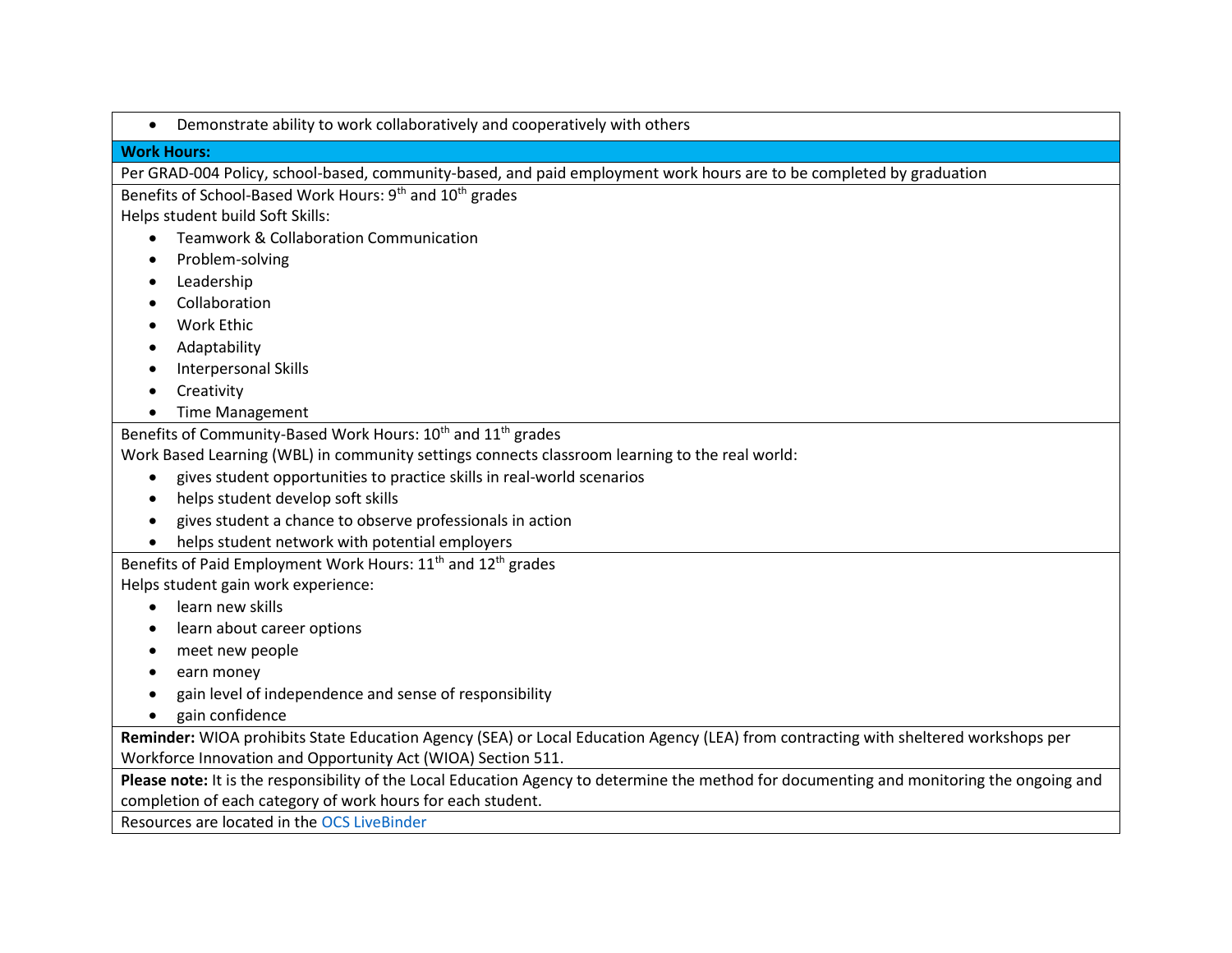- Demonstrate ability to work collaboratively and cooperatively with others

**Work Hours:**

Per GRAD-004 Policy, school-based, community-based, and paid employment work hours are to be completed by graduation

Benefits of School-Based Work Hours: 9th and 10th grades

Helps student build Soft Skills:

- Teamwork & Collaboration Communication
- Problem-solving
- Leadership
- Collaboration
- Work Ethic
- Adaptability
- Interpersonal Skills
- Creativity
- Time Management

Benefits of Community-Based Work Hours: 10th and 11th grades

Work Based Learning (WBL) in community settings connects classroom learning to the real world:

- gives student opportunities to practice skills in real-world scenarios
- helps student develop soft skills
- gives student a chance to observe professionals in action
- helps student network with potential employers

Benefits of Paid Employment Work Hours: 11th and 12th grades

Helps student gain work experience:

- learn new skills
- learn about career options
- meet new people
- earn money
- gain level of independence and sense of responsibility
- gain confidence

**Reminder:** WIOA prohibits State Education Agency (SEA) or Local Education Agency (LEA) from contracting with sheltered workshops per Workforce Innovation and Opportunity Act (WIOA) Section 511.

**Please note:** It is the responsibility of the Local Education Agency to determine the method for documenting and monitoring the ongoing and completion of each category of work hours for each student.

Resources are located in the OCS LiveBinder